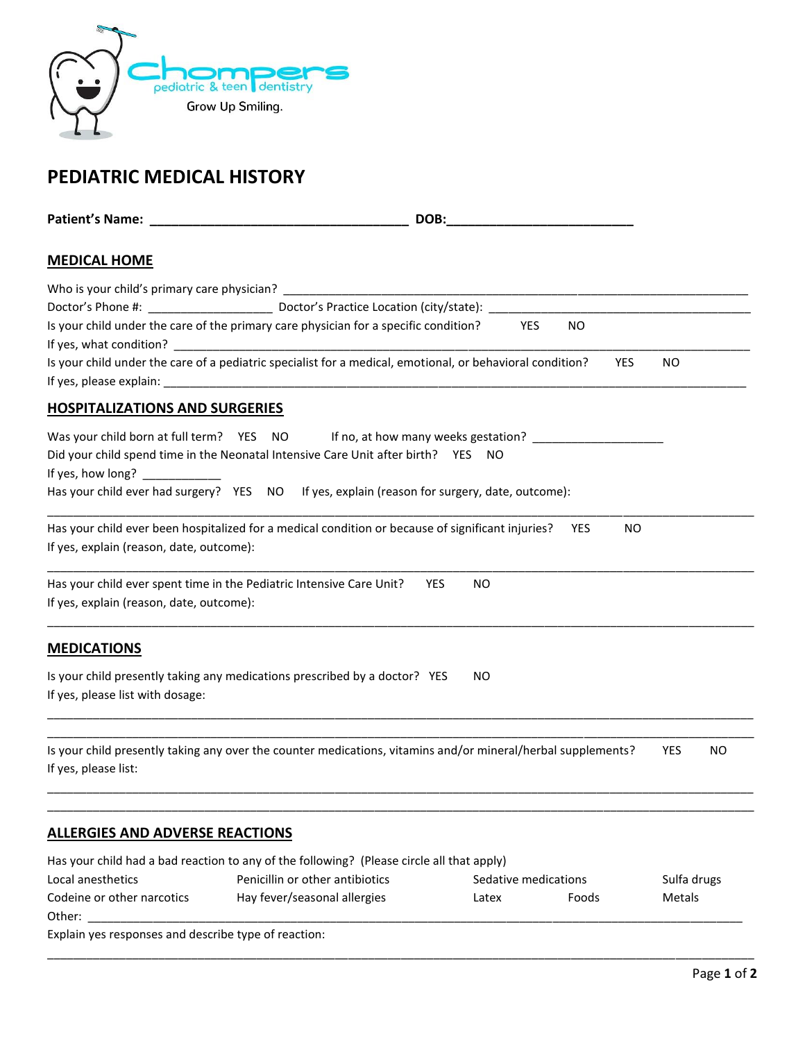Chompers pediatric & teen dentistry

Grow Up Smiling.

# PEDIATRIC MEDICAL HISTORY

**Patient's Name: ___________________________________ DOB:_________________________**

## MEDICAL HOME

Who is your child's primary care physician? ______________________________________________________________

Doctor's Phone #: __________________ Doctor's Practice Location (city/state): _______________________________________

Is your child under the care of the primary care physician for a specific condition? YES NO

If yes, what condition? _______________________________________________________________________________

Is your child under the care of a pediatric specialist for a medical, emotional, or behavioral condition? YES NO

If yes, please explain: ________________________________________________________________________________

## HOSPITALIZATIONS AND SURGERIES

Was your child born at full term? YES NO If no, at how many weeks gestation? ___________________

Did your child spend time in the Neonatal Intensive Care Unit after birth? YES NO

If yes, how long? ___________

Has your child ever had surgery? YES NO If yes, explain (reason for surgery, date, outcome):

_____________________________________________________________________________________________

Has your child ever been hospitalized for a medical condition or because of significant injuries? YES NO

If yes, explain (reason, date, outcome):

_____________________________________________________________________________________________

Has your child ever spent time in the Pediatric Intensive Care Unit? YES NO

If yes, explain (reason, date, outcome):

_____________________________________________________________________________________________

## MEDICATIONS

Is your child presently taking any medications prescribed by a doctor? YES NO

If yes, please list with dosage:

_____________________________________________________________________________________________

_____________________________________________________________________________________________

Is your child presently taking any over the counter medications, vitamins and/or mineral/herbal supplements? YES NO

If yes, please list:

_____________________________________________________________________________________________

_____________________________________________________________________________________________

## ALLERGIES AND ADVERSE REACTIONS

Has your child had a bad reaction to any of the following? (Please circle all that apply)

| | | | | |
|---|---|---|---|---|
| Local anesthetics | Penicillin or other antibiotics | Sedative medications | | Sulfa drugs |
| Codeine or other narcotics | Hay fever/seasonal allergies | Latex | Foods | Metals |

Other: ______________________________________________________________________________________

Explain yes responses and describe type of reaction:

_____________________________________________________________________________________________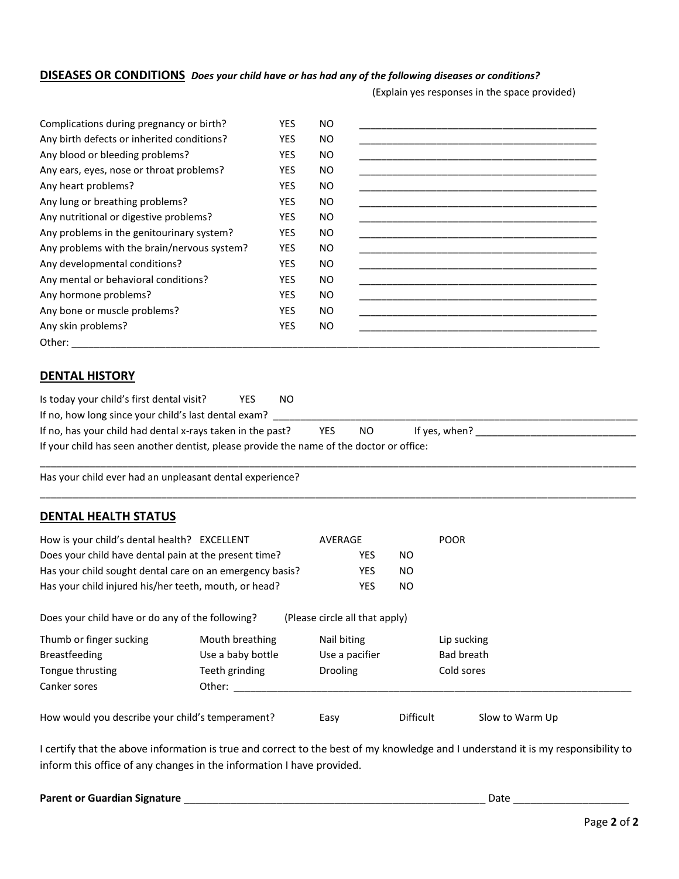## DISEASES OR CONDITIONS

***Does your child have or has had any of the following diseases or conditions?***

(Explain yes responses in the space provided)

| | | | |
|---|---|---|---|
| Complications during pregnancy or birth? | YES | NO | ____________________________________________ |
| Any birth defects or inherited conditions? | YES | NO | ____________________________________________ |
| Any blood or bleeding problems? | YES | NO | ____________________________________________ |
| Any ears, eyes, nose or throat problems? | YES | NO | ____________________________________________ |
| Any heart problems? | YES | NO | ____________________________________________ |
| Any lung or breathing problems? | YES | NO | ____________________________________________ |
| Any nutritional or digestive problems? | YES | NO | ____________________________________________ |
| Any problems in the genitourinary system? | YES | NO | ____________________________________________ |
| Any problems with the brain/nervous system? | YES | NO | ____________________________________________ |
| Any developmental conditions? | YES | NO | ____________________________________________ |
| Any mental or behavioral conditions? | YES | NO | ____________________________________________ |
| Any hormone problems? | YES | NO | ____________________________________________ |
| Any bone or muscle problems? | YES | NO | ____________________________________________ |
| Any skin problems? | YES | NO | ____________________________________________ |

Other: ______________________________________________________________________________________________

## DENTAL HISTORY

Is today your child's first dental visit? YES NO

If no, how long since your child's last dental exam? ______________________________________________________

If no, has your child had dental x-rays taken in the past? YES NO If yes, when? ____________________________

If your child has seen another dentist, please provide the name of the doctor or office:

______________________________________________________________________________________________

Has your child ever had an unpleasant dental experience?

______________________________________________________________________________________________

## DENTAL HEALTH STATUS

How is your child's dental health? EXCELLENT AVERAGE POOR

Does your child have dental pain at the present time? YES NO

Has your child sought dental care on an emergency basis? YES NO

Has your child injured his/her teeth, mouth, or head? YES NO

Does your child have or do any of the following? (Please circle all that apply)

| | | | |
|---|---|---|---|
| Thumb or finger sucking | Mouth breathing | Nail biting | Lip sucking |
| Breastfeeding | Use a baby bottle | Use a pacifier | Bad breath |
| Tongue thrusting | Teeth grinding | Drooling | Cold sores |
| Canker sores | Other: ____________________ | | |

How would you describe your child's temperament? Easy Difficult Slow to Warm Up

I certify that the above information is true and correct to the best of my knowledge and I understand it is my responsibility to inform this office of any changes in the information I have provided.

**Parent or Guardian Signature** ______________________________________________ Date ____________________